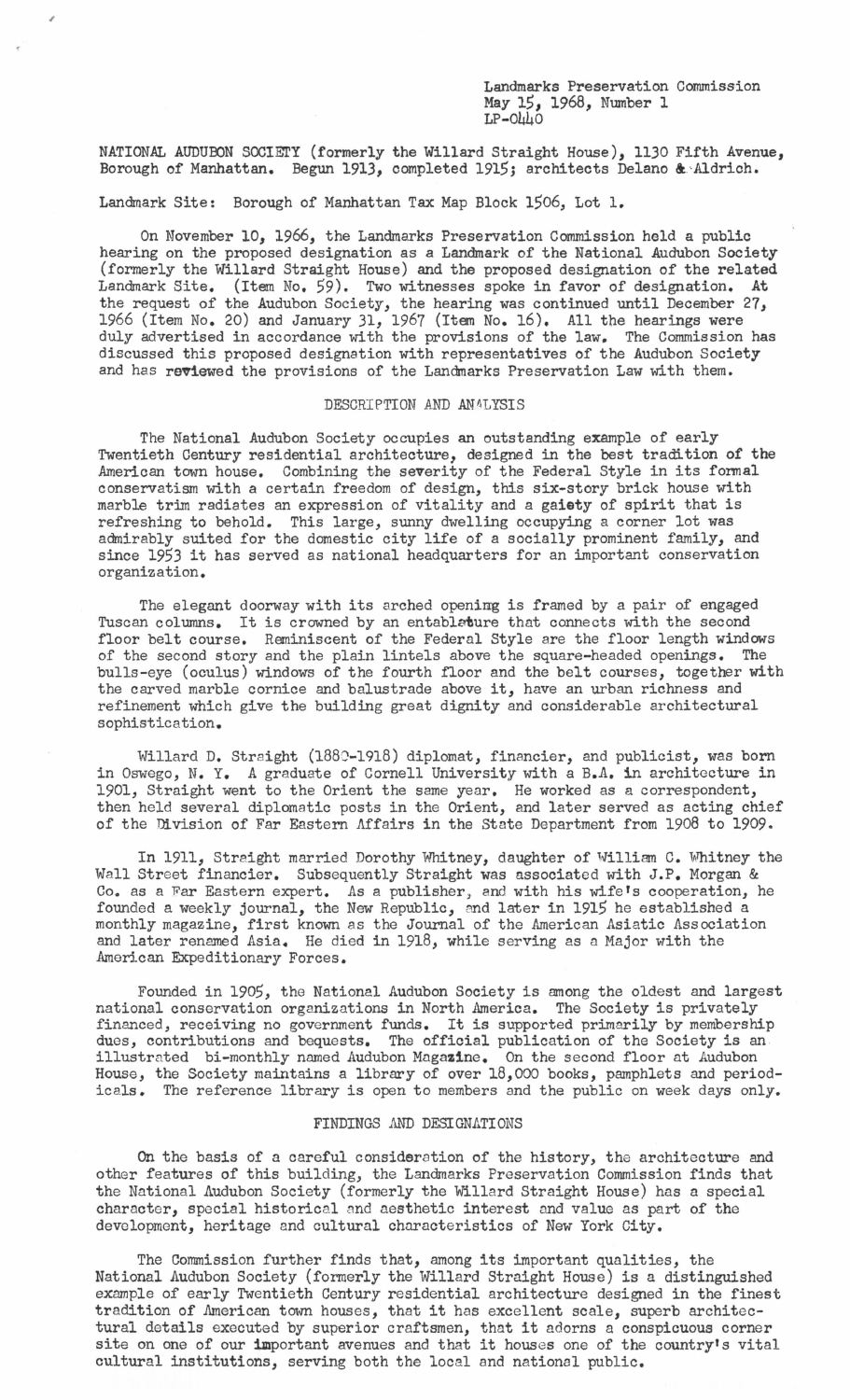Landmarks Preservation Commission
May 15, 1968, Number 1
LP-0440

NATIONAL AUDUBON SOCIETY (formerly the Willard Straight House), 1130 Fifth Avenue, Borough of Manhattan. Begun 1913, completed 1915; architects Delano & Aldrich.

Landmark Site: Borough of Manhattan Tax Map Block 1506, Lot 1.

On November 10, 1966, the Landmarks Preservation Commission held a public hearing on the proposed designation as a Landmark of the National Audubon Society (formerly the Willard Straight House) and the proposed designation of the related Landmark Site. (Item No. 59). Two witnesses spoke in favor of designation. At the request of the Audubon Society, the hearing was continued until December 27, 1966 (Item No. 20) and January 31, 1967 (Item No. 16). All the hearings were duly advertised in accordance with the provisions of the law. The Commission has discussed this proposed designation with representatives of the Audubon Society and has reviewed the provisions of the Landmarks Preservation Law with them.

## DESCRIPTION AND ANALYSIS

The National Audubon Society occupies an outstanding example of early Twentieth Century residential architecture, designed in the best tradition of the American town house. Combining the severity of the Federal Style in its formal conservatism with a certain freedom of design, this six-story brick house with marble trim radiates an expression of vitality and a gaiety of spirit that is refreshing to behold. This large, sunny dwelling occupying a corner lot was admirably suited for the domestic city life of a socially prominent family, and since 1953 it has served as national headquarters for an important conservation organization.

The elegant doorway with its arched opening is framed by a pair of engaged Tuscan columns. It is crowned by an entablature that connects with the second floor belt course. Reminiscent of the Federal Style are the floor length windows of the second story and the plain lintels above the square-headed openings. The bulls-eye (oculus) windows of the fourth floor and the belt courses, together with the carved marble cornice and balustrade above it, have an urban richness and refinement which give the building great dignity and considerable architectural sophistication.

Willard D. Straight (1880-1918) diplomat, financier, and publicist, was born in Oswego, N. Y. A graduate of Cornell University with a B.A. in architecture in 1901, Straight went to the Orient the same year. He worked as a correspondent, then held several diplomatic posts in the Orient, and later served as acting chief of the Division of Far Eastern Affairs in the State Department from 1908 to 1909.

In 1911, Straight married Dorothy Whitney, daughter of William C. Whitney the Wall Street financier. Subsequently Straight was associated with J.P. Morgan & Co. as a Far Eastern expert. As a publisher, and with his wife's cooperation, he founded a weekly journal, the New Republic, and later in 1915 he established a monthly magazine, first known as the Journal of the American Asiatic Association and later renamed Asia. He died in 1918, while serving as a Major with the American Expeditionary Forces.

Founded in 1905, the National Audubon Society is among the oldest and largest national conservation organizations in North America. The Society is privately financed, receiving no government funds. It is supported primarily by membership dues, contributions and bequests. The official publication of the Society is an illustrated bi-monthly named Audubon Magazine. On the second floor at Audubon House, the Society maintains a library of over 18,000 books, pamphlets and periodicals. The reference library is open to members and the public on week days only.

## FINDINGS AND DESIGNATIONS

On the basis of a careful consideration of the history, the architecture and other features of this building, the Landmarks Preservation Commission finds that the National Audubon Society (formerly the Willard Straight House) has a special character, special historical and aesthetic interest and value as part of the development, heritage and cultural characteristics of New York City.

The Commission further finds that, among its important qualities, the National Audubon Society (formerly the Willard Straight House) is a distinguished example of early Twentieth Century residential architecture designed in the finest tradition of American town houses, that it has excellent scale, superb architectural details executed by superior craftsmen, that it adorns a conspicuous corner site on one of our important avenues and that it houses one of the country's vital cultural institutions, serving both the local and national public.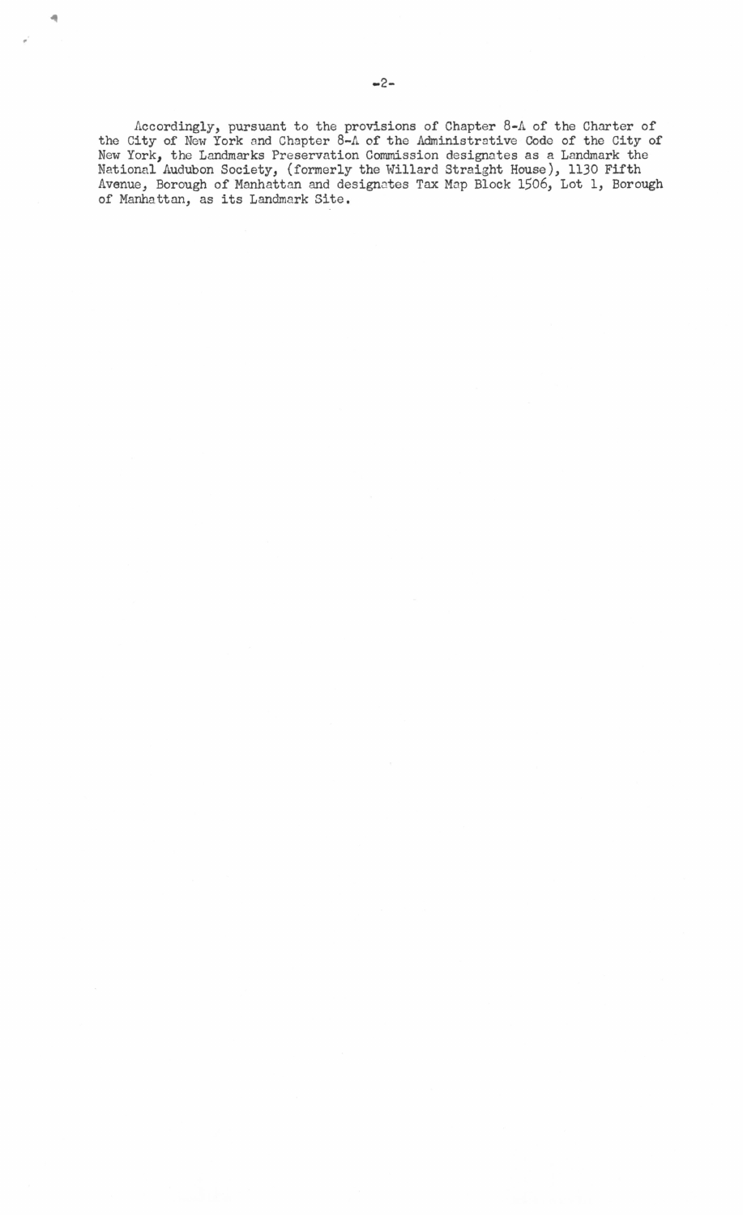Accordingly, pursuant to the provisions of Chapter 8-A of the Charter of the City of New York and Chapter 8-A of the Administrative Code of the City of New York, the Landmarks Preservation Commission designates as a Landmark the National Audubon Society, (formerly the Willard Straight House), 1130 Fifth Avenue, Borough of Manhattan and designates Tax Map Block 1506, Lot 1, Borough of Manhattan, as its Landmark Site.